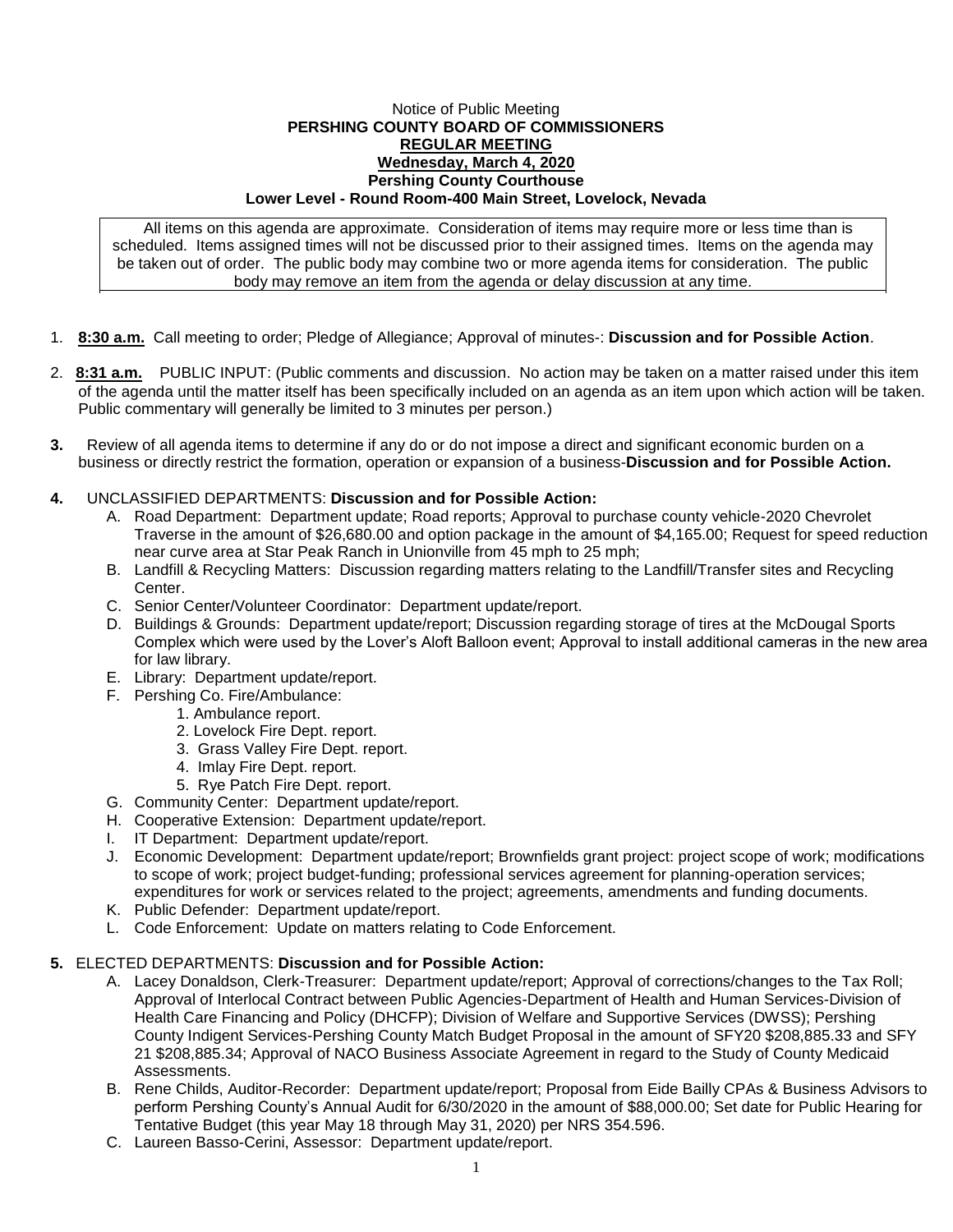Notice of Public Meeting

**PERSHING COUNTY BOARD OF COMMISSIONERS**

**REGULAR MEETING**

**Wednesday, March 4, 2020**

**Pershing County Courthouse**

**Lower Level - Round Room-400 Main Street, Lovelock, Nevada**

All items on this agenda are approximate. Consideration of items may require more or less time than is scheduled. Items assigned times will not be discussed prior to their assigned times. Items on the agenda may be taken out of order. The public body may combine two or more agenda items for consideration. The public body may remove an item from the agenda or delay discussion at any time.

1. **8:30 a.m.** Call meeting to order; Pledge of Allegiance; Approval of minutes-: **Discussion and for Possible Action**.

2. **8:31 a.m.** PUBLIC INPUT: (Public comments and discussion. No action may be taken on a matter raised under this item of the agenda until the matter itself has been specifically included on an agenda as an item upon which action will be taken. Public commentary will generally be limited to 3 minutes per person.)

3. Review of all agenda items to determine if any do or do not impose a direct and significant economic burden on a business or directly restrict the formation, operation or expansion of a business-**Discussion and for Possible Action.**

4. UNCLASSIFIED DEPARTMENTS: **Discussion and for Possible Action:**
   - A. Road Department: Department update; Road reports; Approval to purchase county vehicle-2020 Chevrolet Traverse in the amount of $26,680.00 and option package in the amount of $4,165.00; Request for speed reduction near curve area at Star Peak Ranch in Unionville from 45 mph to 25 mph;
   - B. Landfill & Recycling Matters: Discussion regarding matters relating to the Landfill/Transfer sites and Recycling Center.
   - C. Senior Center/Volunteer Coordinator: Department update/report.
   - D. Buildings & Grounds: Department update/report; Discussion regarding storage of tires at the McDougal Sports Complex which were used by the Lover's Aloft Balloon event; Approval to install additional cameras in the new area for law library.
   - E. Library: Department update/report.
   - F. Pershing Co. Fire/Ambulance:
     1. Ambulance report.
     2. Lovelock Fire Dept. report.
     3. Grass Valley Fire Dept. report.
     4. Imlay Fire Dept. report.
     5. Rye Patch Fire Dept. report.
   - G. Community Center: Department update/report.
   - H. Cooperative Extension: Department update/report.
   - I. IT Department: Department update/report.
   - J. Economic Development: Department update/report; Brownfields grant project: project scope of work; modifications to scope of work; project budget-funding; professional services agreement for planning-operation services; expenditures for work or services related to the project; agreements, amendments and funding documents.
   - K. Public Defender: Department update/report.
   - L. Code Enforcement: Update on matters relating to Code Enforcement.

5. ELECTED DEPARTMENTS: **Discussion and for Possible Action:**
   - A. Lacey Donaldson, Clerk-Treasurer: Department update/report; Approval of corrections/changes to the Tax Roll; Approval of Interlocal Contract between Public Agencies-Department of Health and Human Services-Division of Health Care Financing and Policy (DHCFP); Division of Welfare and Supportive Services (DWSS); Pershing County Indigent Services-Pershing County Match Budget Proposal in the amount of SFY20 $208,885.33 and SFY 21 $208,885.34; Approval of NACO Business Associate Agreement in regard to the Study of County Medicaid Assessments.
   - B. Rene Childs, Auditor-Recorder: Department update/report; Proposal from Eide Bailly CPAs & Business Advisors to perform Pershing County's Annual Audit for 6/30/2020 in the amount of $88,000.00; Set date for Public Hearing for Tentative Budget (this year May 18 through May 31, 2020) per NRS 354.596.
   - C. Laureen Basso-Cerini, Assessor: Department update/report.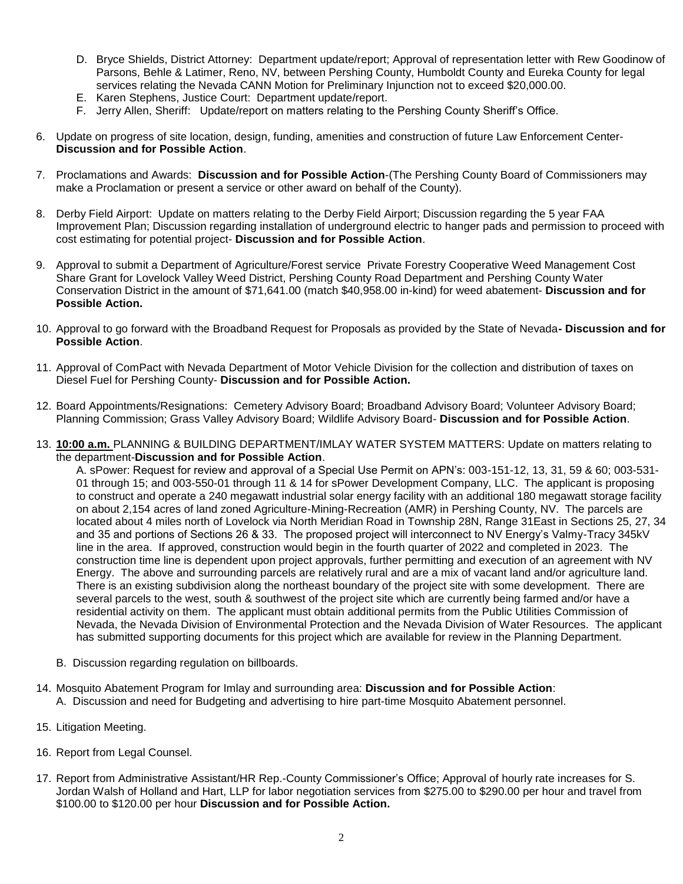D. Bryce Shields, District Attorney: Department update/report; Approval of representation letter with Rew Goodinow of Parsons, Behle & Latimer, Reno, NV, between Pershing County, Humboldt County and Eureka County for legal services relating the Nevada CANN Motion for Preliminary Injunction not to exceed $20,000.00.
E. Karen Stephens, Justice Court: Department update/report.
F. Jerry Allen, Sheriff: Update/report on matters relating to the Pershing County Sheriff's Office.

6. Update on progress of site location, design, funding, amenities and construction of future Law Enforcement Center- **Discussion and for Possible Action**.

7. Proclamations and Awards: **Discussion and for Possible Action**-(The Pershing County Board of Commissioners may make a Proclamation or present a service or other award on behalf of the County).

8. Derby Field Airport: Update on matters relating to the Derby Field Airport; Discussion regarding the 5 year FAA Improvement Plan; Discussion regarding installation of underground electric to hanger pads and permission to proceed with cost estimating for potential project- **Discussion and for Possible Action**.

9. Approval to submit a Department of Agriculture/Forest service Private Forestry Cooperative Weed Management Cost Share Grant for Lovelock Valley Weed District, Pershing County Road Department and Pershing County Water Conservation District in the amount of $71,641.00 (match $40,958.00 in-kind) for weed abatement- **Discussion and for Possible Action.**

10. Approval to go forward with the Broadband Request for Proposals as provided by the State of Nevada**- Discussion and for Possible Action**.

11. Approval of ComPact with Nevada Department of Motor Vehicle Division for the collection and distribution of taxes on Diesel Fuel for Pershing County- **Discussion and for Possible Action.**

12. Board Appointments/Resignations: Cemetery Advisory Board; Broadband Advisory Board; Volunteer Advisory Board; Planning Commission; Grass Valley Advisory Board; Wildlife Advisory Board- **Discussion and for Possible Action**.

13. **10:00 a.m.** PLANNING & BUILDING DEPARTMENT/IMLAY WATER SYSTEM MATTERS: Update on matters relating to the department-**Discussion and for Possible Action**.

   A. sPower: Request for review and approval of a Special Use Permit on APN's: 003-151-12, 13, 31, 59 & 60; 003-531-01 through 15; and 003-550-01 through 11 & 14 for sPower Development Company, LLC. The applicant is proposing to construct and operate a 240 megawatt industrial solar energy facility with an additional 180 megawatt storage facility on about 2,154 acres of land zoned Agriculture-Mining-Recreation (AMR) in Pershing County, NV. The parcels are located about 4 miles north of Lovelock via North Meridian Road in Township 28N, Range 31East in Sections 25, 27, 34 and 35 and portions of Sections 26 & 33. The proposed project will interconnect to NV Energy's Valmy-Tracy 345kV line in the area. If approved, construction would begin in the fourth quarter of 2022 and completed in 2023. The construction time line is dependent upon project approvals, further permitting and execution of an agreement with NV Energy. The above and surrounding parcels are relatively rural and are a mix of vacant land and/or agriculture land. There is an existing subdivision along the northeast boundary of the project site with some development. There are several parcels to the west, south & southwest of the project site which are currently being farmed and/or have a residential activity on them. The applicant must obtain additional permits from the Public Utilities Commission of Nevada, the Nevada Division of Environmental Protection and the Nevada Division of Water Resources. The applicant has submitted supporting documents for this project which are available for review in the Planning Department.

   B. Discussion regarding regulation on billboards.

14. Mosquito Abatement Program for Imlay and surrounding area: **Discussion and for Possible Action**:
   A. Discussion and need for Budgeting and advertising to hire part-time Mosquito Abatement personnel.

15. Litigation Meeting.

16. Report from Legal Counsel.

17. Report from Administrative Assistant/HR Rep.-County Commissioner's Office; Approval of hourly rate increases for S. Jordan Walsh of Holland and Hart, LLP for labor negotiation services from $275.00 to $290.00 per hour and travel from $100.00 to $120.00 per hour **Discussion and for Possible Action.**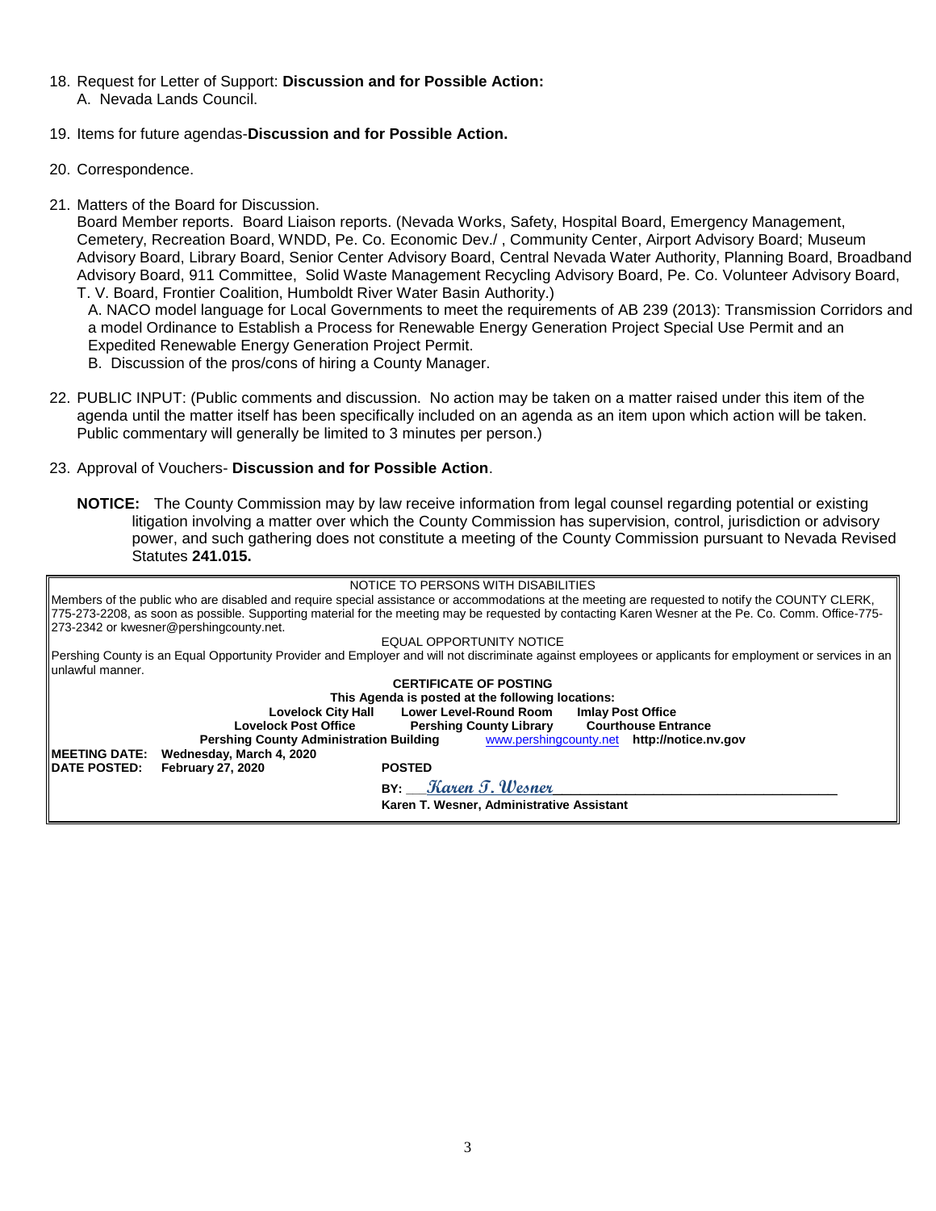18. Request for Letter of Support: **Discussion and for Possible Action:**
    A. Nevada Lands Council.

19. Items for future agendas-**Discussion and for Possible Action.**

20. Correspondence.

21. Matters of the Board for Discussion.
    Board Member reports. Board Liaison reports. (Nevada Works, Safety, Hospital Board, Emergency Management, Cemetery, Recreation Board, WNDD, Pe. Co. Economic Dev./ , Community Center, Airport Advisory Board; Museum Advisory Board, Library Board, Senior Center Advisory Board, Central Nevada Water Authority, Planning Board, Broadband Advisory Board, 911 Committee, Solid Waste Management Recycling Advisory Board, Pe. Co. Volunteer Advisory Board, T. V. Board, Frontier Coalition, Humboldt River Water Basin Authority.)
    A. NACO model language for Local Governments to meet the requirements of AB 239 (2013): Transmission Corridors and a model Ordinance to Establish a Process for Renewable Energy Generation Project Special Use Permit and an Expedited Renewable Energy Generation Project Permit.
    B. Discussion of the pros/cons of hiring a County Manager.

22. PUBLIC INPUT: (Public comments and discussion. No action may be taken on a matter raised under this item of the agenda until the matter itself has been specifically included on an agenda as an item upon which action will be taken. Public commentary will generally be limited to 3 minutes per person.)

23. Approval of Vouchers- **Discussion and for Possible Action**.

**NOTICE:** The County Commission may by law receive information from legal counsel regarding potential or existing litigation involving a matter over which the County Commission has supervision, control, jurisdiction or advisory power, and such gathering does not constitute a meeting of the County Commission pursuant to Nevada Revised Statutes **241.015.**

NOTICE TO PERSONS WITH DISABILITIES

Members of the public who are disabled and require special assistance or accommodations at the meeting are requested to notify the COUNTY CLERK, 775-273-2208, as soon as possible. Supporting material for the meeting may be requested by contacting Karen Wesner at the Pe. Co. Comm. Office-775-273-2342 or kwesner@pershingcounty.net.

EQUAL OPPORTUNITY NOTICE

Pershing County is an Equal Opportunity Provider and Employer and will not discriminate against employees or applicants for employment or services in an unlawful manner.

**CERTIFICATE OF POSTING**

**This Agenda is posted at the following locations:**

**Lovelock City Hall** **Lower Level-Round Room** **Imlay Post Office**
**Lovelock Post Office** **Pershing County Library** **Courthouse Entrance**
**Pershing County Administration Building** www.pershingcounty.net **http://notice.nv.gov**

**MEETING DATE:** **Wednesday, March 4, 2020**
**DATE POSTED:** **February 27, 2020** **POSTED**

**BY:** *Karen T. Wesner*
**Karen T. Wesner, Administrative Assistant**